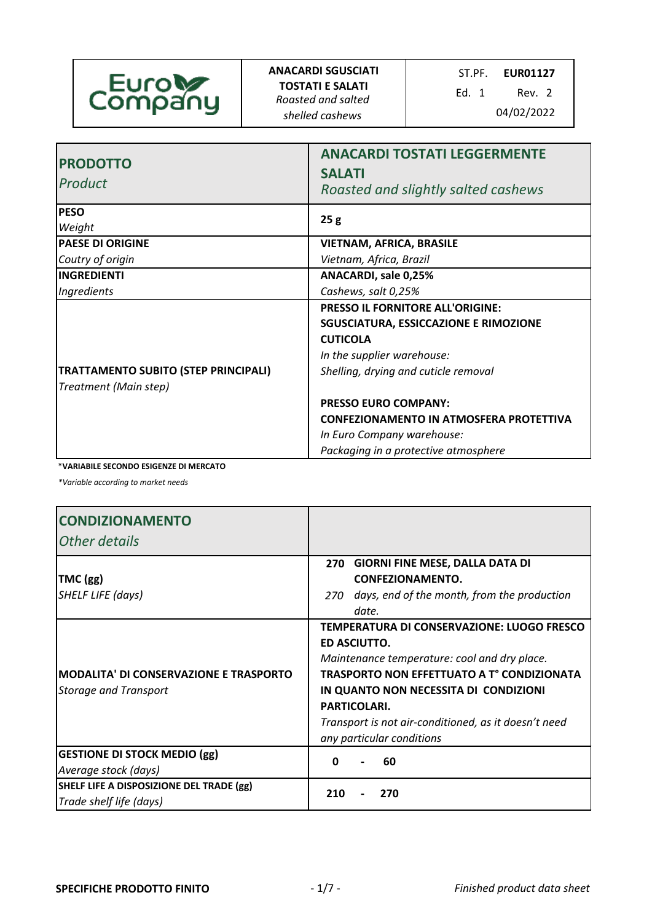| Euro Company | **ANACARDI SGUSCIATI TOSTATI E SALATI**<br>*Roasted and salted shelled cashews* | ST.PF. **EUR01127**<br>Ed. 1 Rev. 2<br>04/02/2022 |
|---|---|---|

| **PRODOTTO**<br>*Product* | **ANACARDI TOSTATI LEGGERMENTE SALATI**<br>*Roasted and slightly salted cashews* |
|---|---|
| **PESO**<br>*Weight* | **25 g** |
| **PAESE DI ORIGINE**<br>*Coutry of origin* | **VIETNAM, AFRICA, BRASILE**<br>*Vietnam, Africa, Brazil* |
| **INGREDIENTI**<br>*Ingredients* | **ANACARDI, sale 0,25%**<br>*Cashews, salt 0,25%* |
| **TRATTAMENTO SUBITO (STEP PRINCIPALI)**<br>*Treatment (Main step)* | **PRESSO IL FORNITORE ALL'ORIGINE: SGUSCIATURA, ESSICCAZIONE E RIMOZIONE CUTICOLA**<br>*In the supplier warehouse: Shelling, drying and cuticle removal*<br><br>**PRESSO EURO COMPANY: CONFEZIONAMENTO IN ATMOSFERA PROTETTIVA**<br>*In Euro Company warehouse: Packaging in a protective atmosphere* |

***VARIABILE SECONDO ESIGENZE DI MERCATO**

**Variable according to market needs*

| **CONDIZIONAMENTO**<br>*Other details* | |
|---|---|
| **TMC (gg)**<br>*SHELF LIFE (days)* | **270 GIORNI FINE MESE, DALLA DATA DI CONFEZIONAMENTO.**<br>*270 days, end of the month, from the production date.* |
| **MODALITA' DI CONSERVAZIONE E TRASPORTO**<br>*Storage and Transport* | **TEMPERATURA DI CONSERVAZIONE: LUOGO FRESCO ED ASCIUTTO.**<br>*Maintenance temperature: cool and dry place.*<br>**TRASPORTO NON EFFETTUATO A T° CONDIZIONATA IN QUANTO NON NECESSITA DI CONDIZIONI PARTICOLARI.**<br>*Transport is not air-conditioned, as it doesn't need any particular conditions* |
| **GESTIONE DI STOCK MEDIO (gg)**<br>*Average stock (days)* | **0 - 60** |
| **SHELF LIFE A DISPOSIZIONE DEL TRADE (gg)**<br>*Trade shelf life (days)* | **210 - 270** |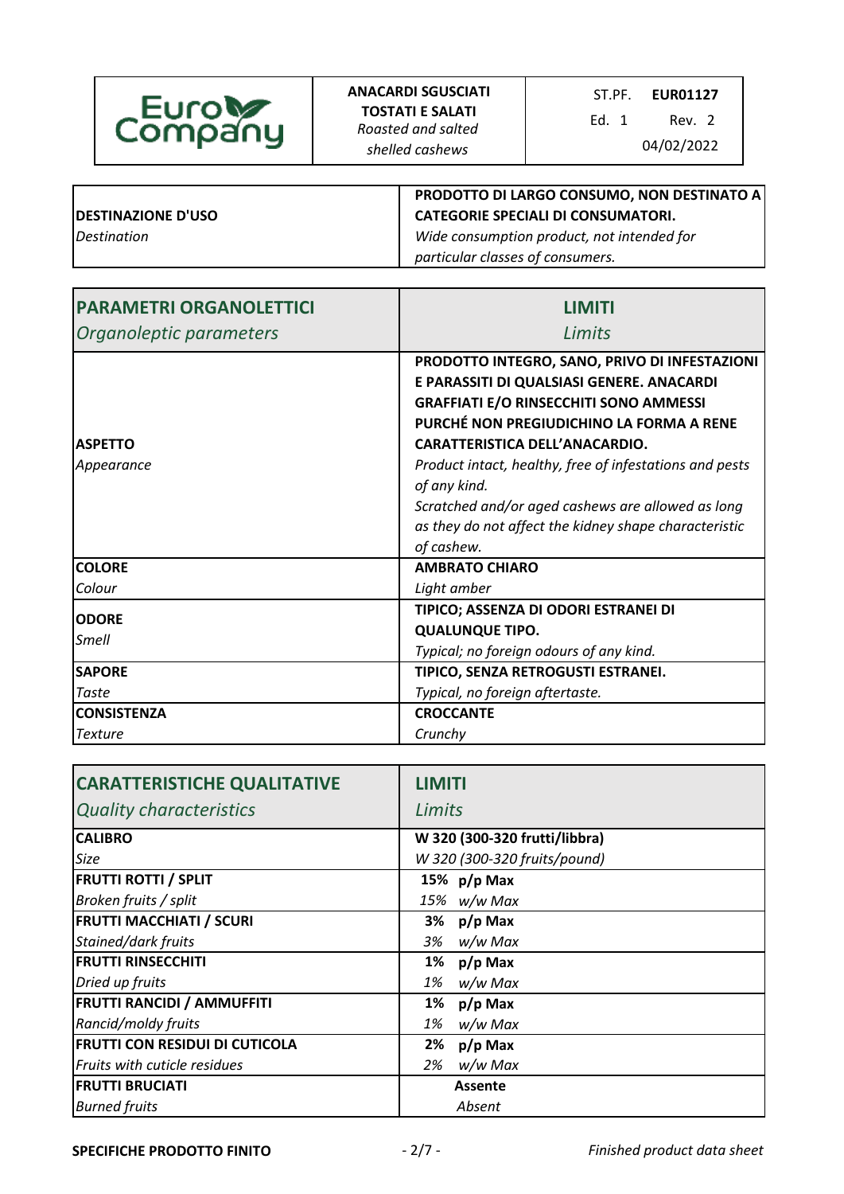| | **ANACARDI SGUSCIATI TOSTATI E SALATI**<br>*Roasted and salted shelled cashews* | ST.PF. **EUR01127**<br>Ed. 1 Rev. 2<br>04/02/2022 |
|---|---|---|

| **DESTINAZIONE D'USO**<br>*Destination* | **PRODOTTO DI LARGO CONSUMO, NON DESTINATO A CATEGORIE SPECIALI DI CONSUMATORI.**<br>*Wide consumption product, not intended for particular classes of consumers.* |
|---|---|

| **PARAMETRI ORGANOLETTICI**<br>*Organoleptic parameters* | **LIMITI**<br>*Limits* |
|---|---|
| **ASPETTO**<br>*Appearance* | **PRODOTTO INTEGRO, SANO, PRIVO DI INFESTAZIONI E PARASSITI DI QUALSIASI GENERE. ANACARDI GRAFFIATI E/O RINSECCHITI SONO AMMESSI PURCHÉ NON PREGIUDICHINO LA FORMA A RENE CARATTERISTICA DELL'ANACARDIO.**<br>*Product intact, healthy, free of infestations and pests of any kind.*<br>*Scratched and/or aged cashews are allowed as long as they do not affect the kidney shape characteristic of cashew.* |
| **COLORE**<br>*Colour* | **AMBRATO CHIARO**<br>*Light amber* |
| **ODORE**<br>*Smell* | **TIPICO; ASSENZA DI ODORI ESTRANEI DI QUALUNQUE TIPO.**<br>*Typical; no foreign odours of any kind.* |
| **SAPORE**<br>*Taste* | **TIPICO, SENZA RETROGUSTI ESTRANEI.**<br>*Typical, no foreign aftertaste.* |
| **CONSISTENZA**<br>*Texture* | **CROCCANTE**<br>*Crunchy* |

| **CARATTERISTICHE QUALITATIVE**<br>*Quality characteristics* | **LIMITI**<br>*Limits* |
|---|---|
| **CALIBRO**<br>*Size* | **W 320 (300-320 frutti/libbra)**<br>*W 320 (300-320 fruits/pound)* |
| **FRUTTI ROTTI / SPLIT**<br>*Broken fruits / split* | **15% p/p Max**<br>*15% w/w Max* |
| **FRUTTI MACCHIATI / SCURI**<br>*Stained/dark fruits* | **3% p/p Max**<br>*3% w/w Max* |
| **FRUTTI RINSECCHITI**<br>*Dried up fruits* | **1% p/p Max**<br>*1% w/w Max* |
| **FRUTTI RANCIDI / AMMUFFITI**<br>*Rancid/moldy fruits* | **1% p/p Max**<br>*1% w/w Max* |
| **FRUTTI CON RESIDUI DI CUTICOLA**<br>*Fruits with cuticle residues* | **2% p/p Max**<br>*2% w/w Max* |
| **FRUTTI BRUCIATI**<br>*Burned fruits* | **Assente**<br>*Absent* |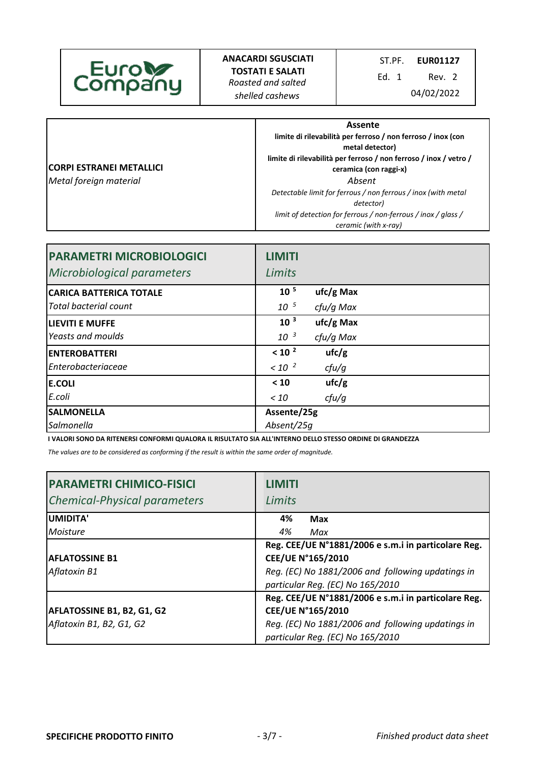| ANACARDI SGUSCIATI TOSTATI E SALATI *Roasted and salted shelled cashews* | ST.PF. **EUR01127** Ed. 1 Rev. 2 04/02/2022 |
|---|---|

| | |
|---|---|
| **CORPI ESTRANEI METALLICI** *Metal foreign material* | **Assente** **limite di rilevabilità per ferroso / non ferroso / inox (con metal detector)** **limite di rilevabilità per ferroso / non ferroso / inox / vetro / ceramica (con raggi-x)** *Absent* *Detectable limit for ferrous / non ferrous / inox (with metal detector)* *limit of detection for ferrous / non-ferrous / inox / glass / ceramic (with x-ray)* |

| **PARAMETRI MICROBIOLOGICI** *Microbiological parameters* | **LIMITI** *Limits* |
|---|---|
| **CARICA BATTERICA TOTALE** *Total bacterial count* | **$10^5$ ufc/g Max** *$10^5$ cfu/g Max* |
| **LIEVITI E MUFFE** *Yeasts and moulds* | **$10^3$ ufc/g Max** *$10^3$ cfu/g Max* |
| **ENTEROBATTERI** *Enterobacteriaceae* | **$< 10^2$ ufc/g** *$< 10^2$ cfu/g* |
| **E.COLI** *E.coli* | **< 10 ufc/g** *< 10 cfu/g* |
| **SALMONELLA** *Salmonella* | **Assente/25g** *Absent/25g* |

**I VALORI SONO DA RITENERSI CONFORMI QUALORA IL RISULTATO SIA ALL'INTERNO DELLO STESSO ORDINE DI GRANDEZZA**

*The values are to be considered as conforming if the result is within the same order of magnitude.*

| **PARAMETRI CHIMICO-FISICI** *Chemical-Physical parameters* | **LIMITI** *Limits* |
|---|---|
| **UMIDITA'** *Moisture* | **4% Max** *4% Max* |
| **AFLATOSSINE B1** *Aflatoxin B1* | **Reg. CEE/UE N°1881/2006 e s.m.i in particolare Reg. CEE/UE N°165/2010** *Reg. (EC) No 1881/2006 and following updatings in particular Reg. (EC) No 165/2010* |
| **AFLATOSSINE B1, B2, G1, G2** *Aflatoxin B1, B2, G1, G2* | **Reg. CEE/UE N°1881/2006 e s.m.i in particolare Reg. CEE/UE N°165/2010** *Reg. (EC) No 1881/2006 and following updatings in particular Reg. (EC) No 165/2010* |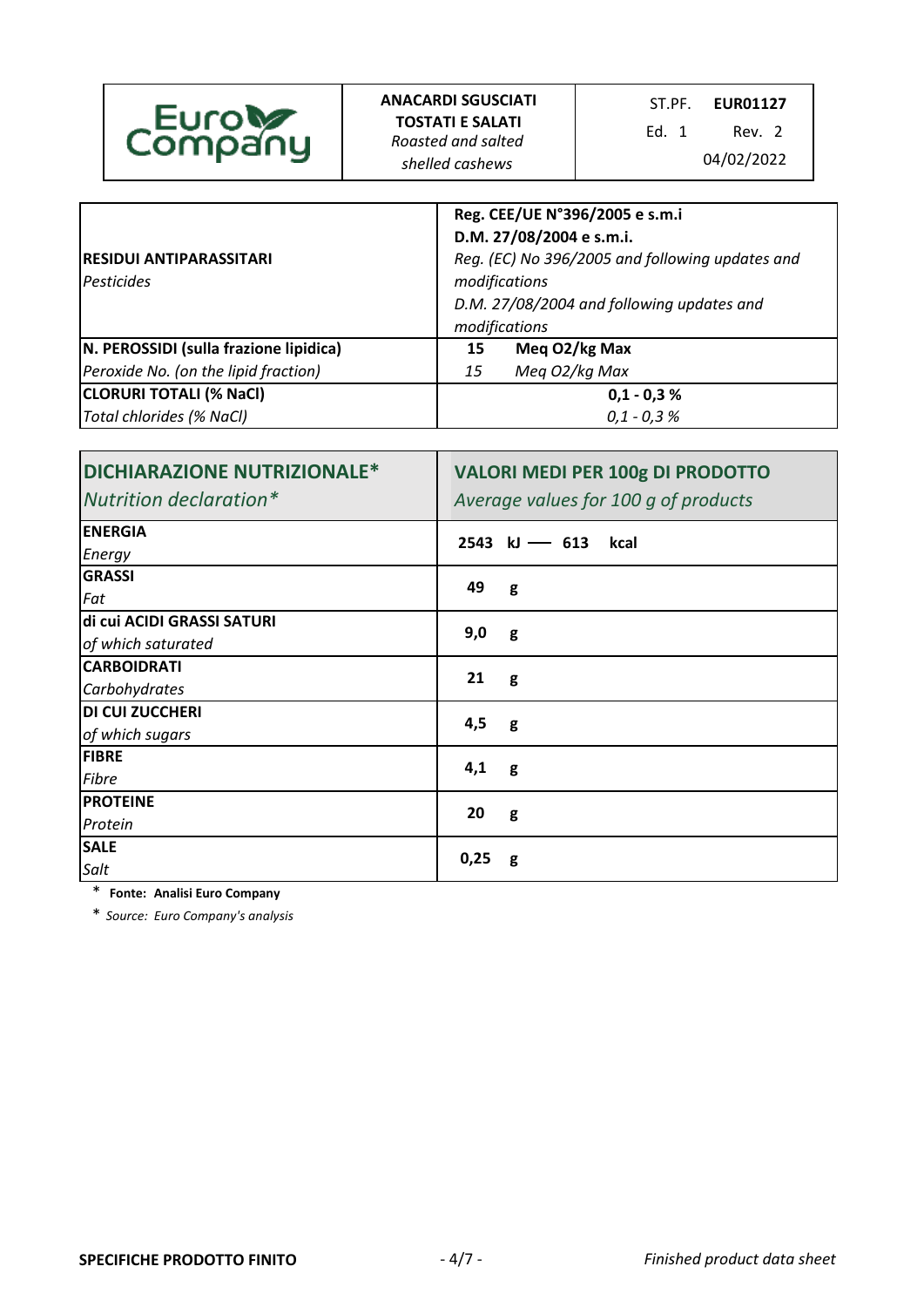| Euro Company | **ANACARDI SGUSCIATI TOSTATI E SALATI** *Roasted and salted shelled cashews* | ST.PF. **EUR01127** Ed. 1 Rev. 2 04/02/2022 |
| --- | --- | --- |

| | |
| --- | --- |
| **RESIDUI ANTIPARASSITARI** *Pesticides* | **Reg. CEE/UE N°396/2005 e s.m.i** **D.M. 27/08/2004 e s.m.i.** *Reg. (EC) No 396/2005 and following updates and modifications* *D.M. 27/08/2004 and following updates and modifications* |
| **N. PEROSSIDI (sulla frazione lipidica)** *Peroxide No. (on the lipid fraction)* | **15 Meq O2/kg Max** *15 Meq O2/kg Max* |
| **CLORURI TOTALI (% NaCl)** *Total chlorides (% NaCl)* | **0,1 - 0,3 %** *0,1 - 0,3 %* |

| **DICHIARAZIONE NUTRIZIONALE*** *Nutrition declaration** | **VALORI MEDI PER 100g DI PRODOTTO** *Average values for 100 g of products* |
| --- | --- |
| **ENERGIA** *Energy* | **2543 kJ — 613 kcal** |
| **GRASSI** *Fat* | **49 g** |
| **di cui ACIDI GRASSI SATURI** *of which saturated* | **9,0 g** |
| **CARBOIDRATI** *Carbohydrates* | **21 g** |
| **DI CUI ZUCCHERI** *of which sugars* | **4,5 g** |
| **FIBRE** *Fibre* | **4,1 g** |
| **PROTEINE** *Protein* | **20 g** |
| **SALE** *Salt* | **0,25 g** |

\* **Fonte: Analisi Euro Company**

\* *Source: Euro Company's analysis*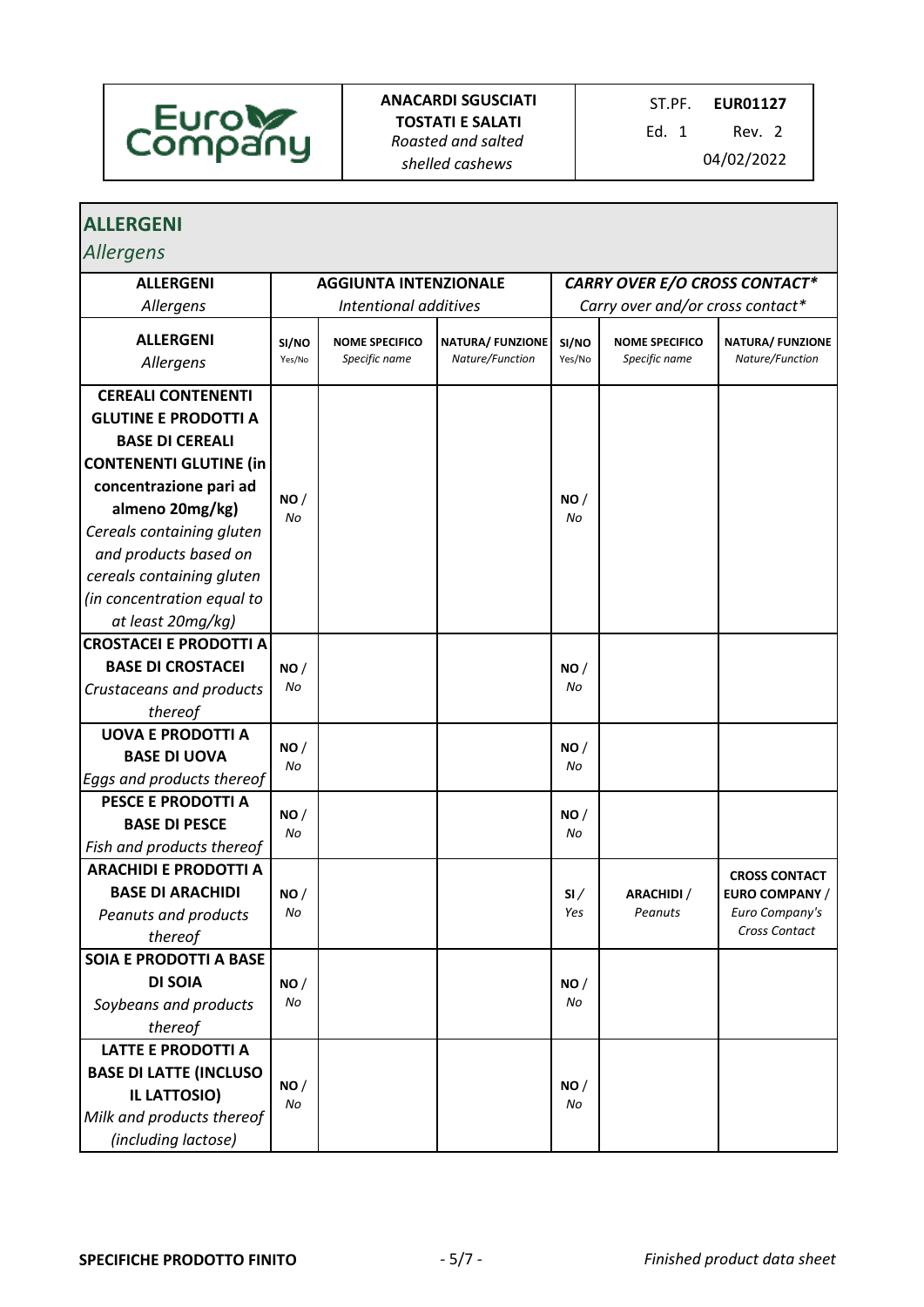| | **ANACARDI SGUSCIATI TOSTATI E SALATI** *Roasted and salted shelled cashews* | ST.PF. **EUR01127** Ed. 1 Rev. 2 04/02/2022 |
|---|---|---|

## ALLERGENI
*Allergens*

| **ALLERGENI** *Allergens* | **AGGIUNTA INTENZIONALE** *Intentional additives* | | | ***CARRY OVER E/O CROSS CONTACT**** *Carry over and/or cross contact** | | |
|---|---|---|---|---|---|---|
| **ALLERGENI** *Allergens* | **SI/NO** Yes/No | **NOME SPECIFICO** *Specific name* | **NATURA/ FUNZIONE** *Nature/Function* | **SI/NO** Yes/No | **NOME SPECIFICO** *Specific name* | **NATURA/ FUNZIONE** *Nature/Function* |
| **CEREALI CONTENENTI GLUTINE E PRODOTTI A BASE DI CEREALI CONTENENTI GLUTINE (in concentrazione pari ad almeno 20mg/kg)** *Cereals containing gluten and products based on cereals containing gluten (in concentration equal to at least 20mg/kg)* | **NO** / *No* | | | **NO** / *No* | | |
| **CROSTACEI E PRODOTTI A BASE DI CROSTACEI** *Crustaceans and products thereof* | **NO** / *No* | | | **NO** / *No* | | |
| **UOVA E PRODOTTI A BASE DI UOVA** *Eggs and products thereof* | **NO** / *No* | | | **NO** / *No* | | |
| **PESCE E PRODOTTI A BASE DI PESCE** *Fish and products thereof* | **NO** / *No* | | | **NO** / *No* | | |
| **ARACHIDI E PRODOTTI A BASE DI ARACHIDI** *Peanuts and products thereof* | **NO** / *No* | | | **SI** / *Yes* | **ARACHIDI** / *Peanuts* | **CROSS CONTACT EURO COMPANY** / *Euro Company's Cross Contact* |
| **SOIA E PRODOTTI A BASE DI SOIA** *Soybeans and products thereof* | **NO** / *No* | | | **NO** / *No* | | |
| **LATTE E PRODOTTI A BASE DI LATTE (INCLUSO IL LATTOSIO)** *Milk and products thereof (including lactose)* | **NO** / *No* | | | **NO** / *No* | | |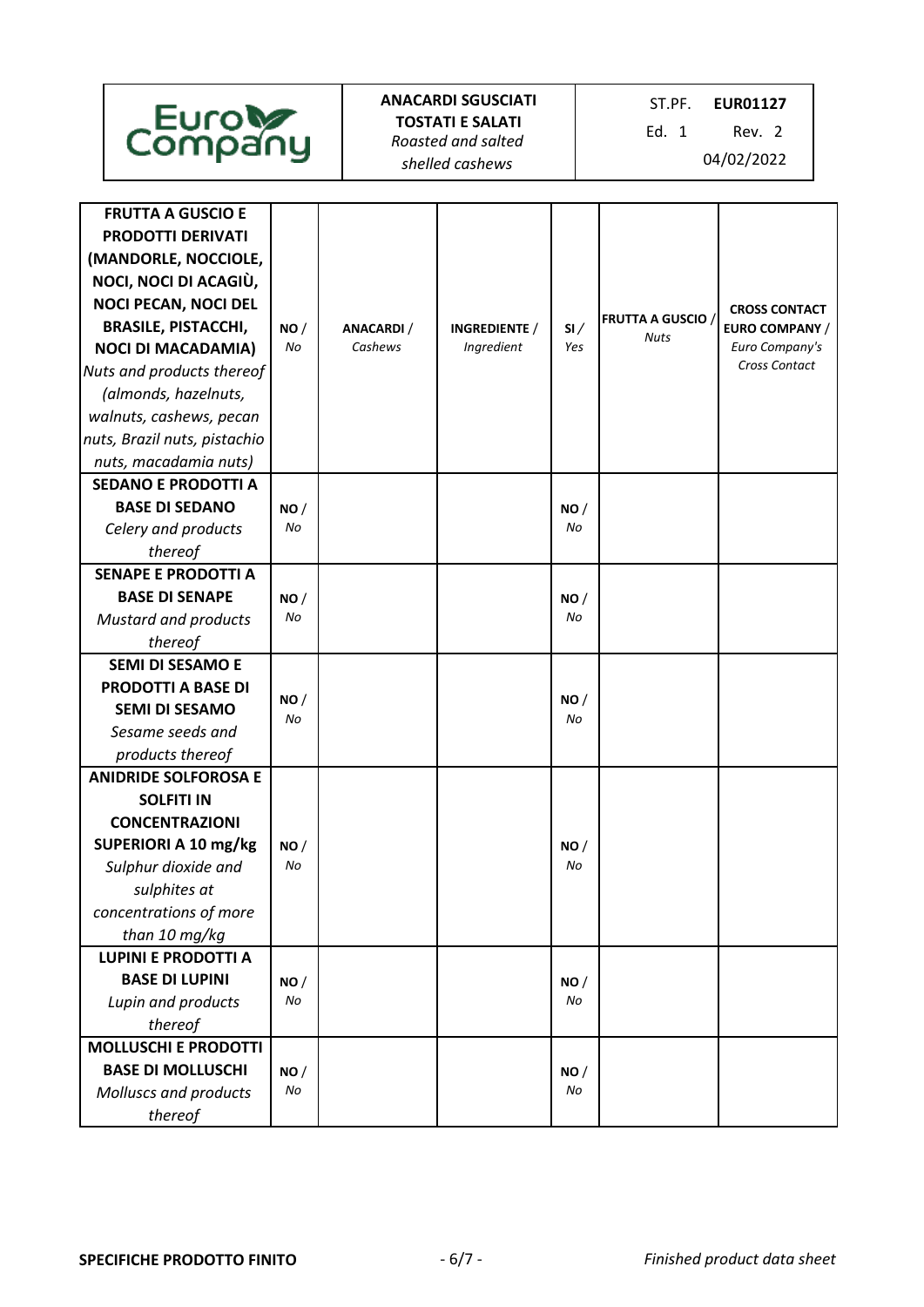| | | | | | | |
|---|---|---|---|---|---|---|
| **FRUTTA A GUSCIO E PRODOTTI DERIVATI (MANDORLE, NOCCIOLE, NOCI, NOCI DI ACAGIÙ, NOCI PECAN, NOCI DEL BRASILE, PISTACCHI, NOCI DI MACADAMIA)** *Nuts and products thereof (almonds, hazelnuts, walnuts, cashews, pecan nuts, Brazil nuts, pistachio nuts, macadamia nuts)* | **NO** / *No* | **ANACARDI** / *Cashews* | **INGREDIENTE** / *Ingredient* | **SI** / *Yes* | **FRUTTA A GUSCIO** / *Nuts* | **CROSS CONTACT EURO COMPANY** / *Euro Company's Cross Contact* |
| **SEDANO E PRODOTTI A BASE DI SEDANO** *Celery and products thereof* | **NO** / *No* | | | **NO** / *No* | | |
| **SENAPE E PRODOTTI A BASE DI SENAPE** *Mustard and products thereof* | **NO** / *No* | | | **NO** / *No* | | |
| **SEMI DI SESAMO E PRODOTTI A BASE DI SEMI DI SESAMO** *Sesame seeds and products thereof* | **NO** / *No* | | | **NO** / *No* | | |
| **ANIDRIDE SOLFOROSA E SOLFITI IN CONCENTRAZIONI SUPERIORI A 10 mg/kg** *Sulphur dioxide and sulphites at concentrations of more than 10 mg/kg* | **NO** / *No* | | | **NO** / *No* | | |
| **LUPINI E PRODOTTI A BASE DI LUPINI** *Lupin and products thereof* | **NO** / *No* | | | **NO** / *No* | | |
| **MOLLUSCHI E PRODOTTI BASE DI MOLLUSCHI** *Molluscs and products thereof* | **NO** / *No* | | | **NO** / *No* | | |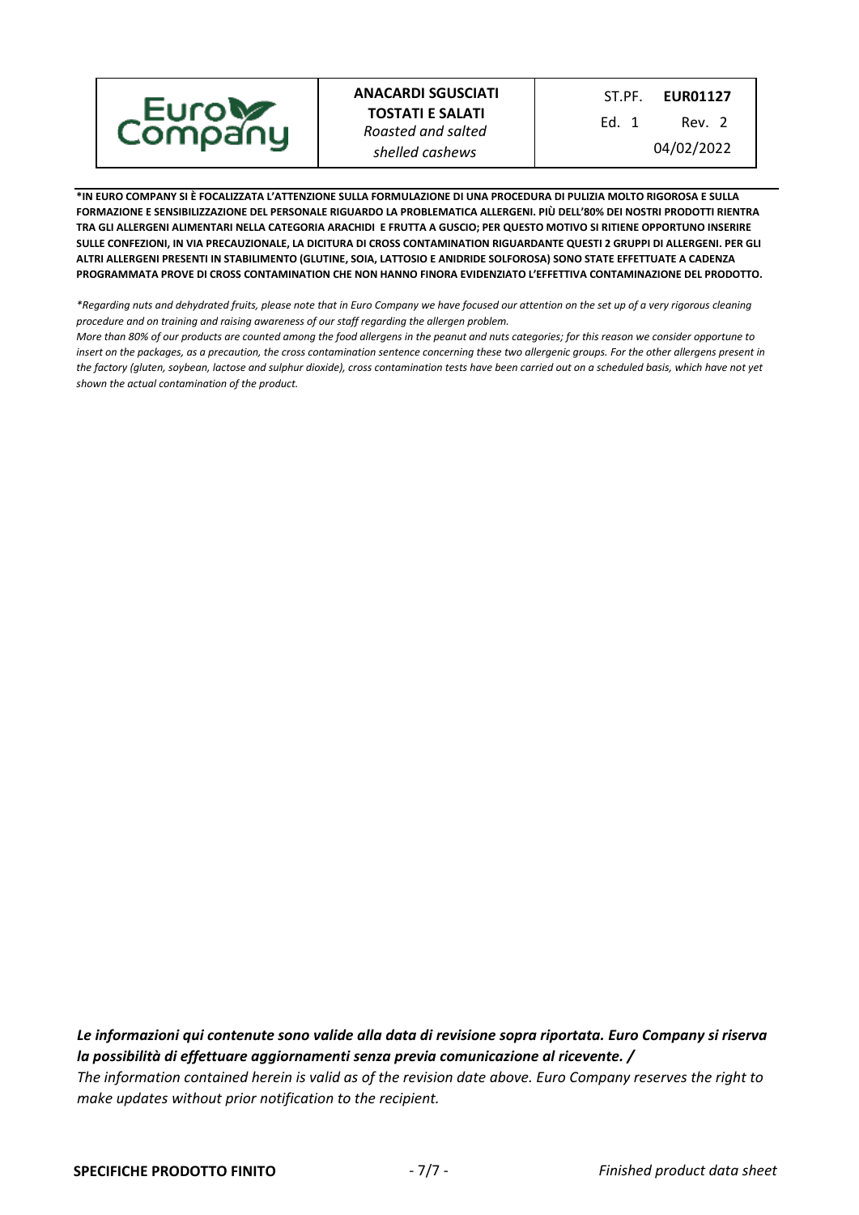**\*IN EURO COMPANY SI È FOCALIZZATA L'ATTENZIONE SULLA FORMULAZIONE DI UNA PROCEDURA DI PULIZIA MOLTO RIGOROSA E SULLA FORMAZIONE E SENSIBILIZZAZIONE DEL PERSONALE RIGUARDO LA PROBLEMATICA ALLERGENI. PIÙ DELL'80% DEI NOSTRI PRODOTTI RIENTRA TRA GLI ALLERGENI ALIMENTARI NELLA CATEGORIA ARACHIDI E FRUTTA A GUSCIO; PER QUESTO MOTIVO SI RITIENE OPPORTUNO INSERIRE SULLE CONFEZIONI, IN VIA PRECAUZIONALE, LA DICITURA DI CROSS CONTAMINATION RIGUARDANTE QUESTI 2 GRUPPI DI ALLERGENI. PER GLI ALTRI ALLERGENI PRESENTI IN STABILIMENTO (GLUTINE, SOIA, LATTOSIO E ANIDRIDE SOLFOROSA) SONO STATE EFFETTUATE A CADENZA PROGRAMMATA PROVE DI CROSS CONTAMINATION CHE NON HANNO FINORA EVIDENZIATO L'EFFETTIVA CONTAMINAZIONE DEL PRODOTTO.**

*\*Regarding nuts and dehydrated fruits, please note that in Euro Company we have focused our attention on the set up of a very rigorous cleaning procedure and on training and raising awareness of our staff regarding the allergen problem.*
*More than 80% of our products are counted among the food allergens in the peanut and nuts categories; for this reason we consider opportune to insert on the packages, as a precaution, the cross contamination sentence concerning these two allergenic groups. For the other allergens present in the factory (gluten, soybean, lactose and sulphur dioxide), cross contamination tests have been carried out on a scheduled basis, which have not yet shown the actual contamination of the product.*

***Le informazioni qui contenute sono valide alla data di revisione sopra riportata. Euro Company si riserva la possibilità di effettuare aggiornamenti senza previa comunicazione al ricevente. /***
*The information contained herein is valid as of the revision date above. Euro Company reserves the right to make updates without prior notification to the recipient.*